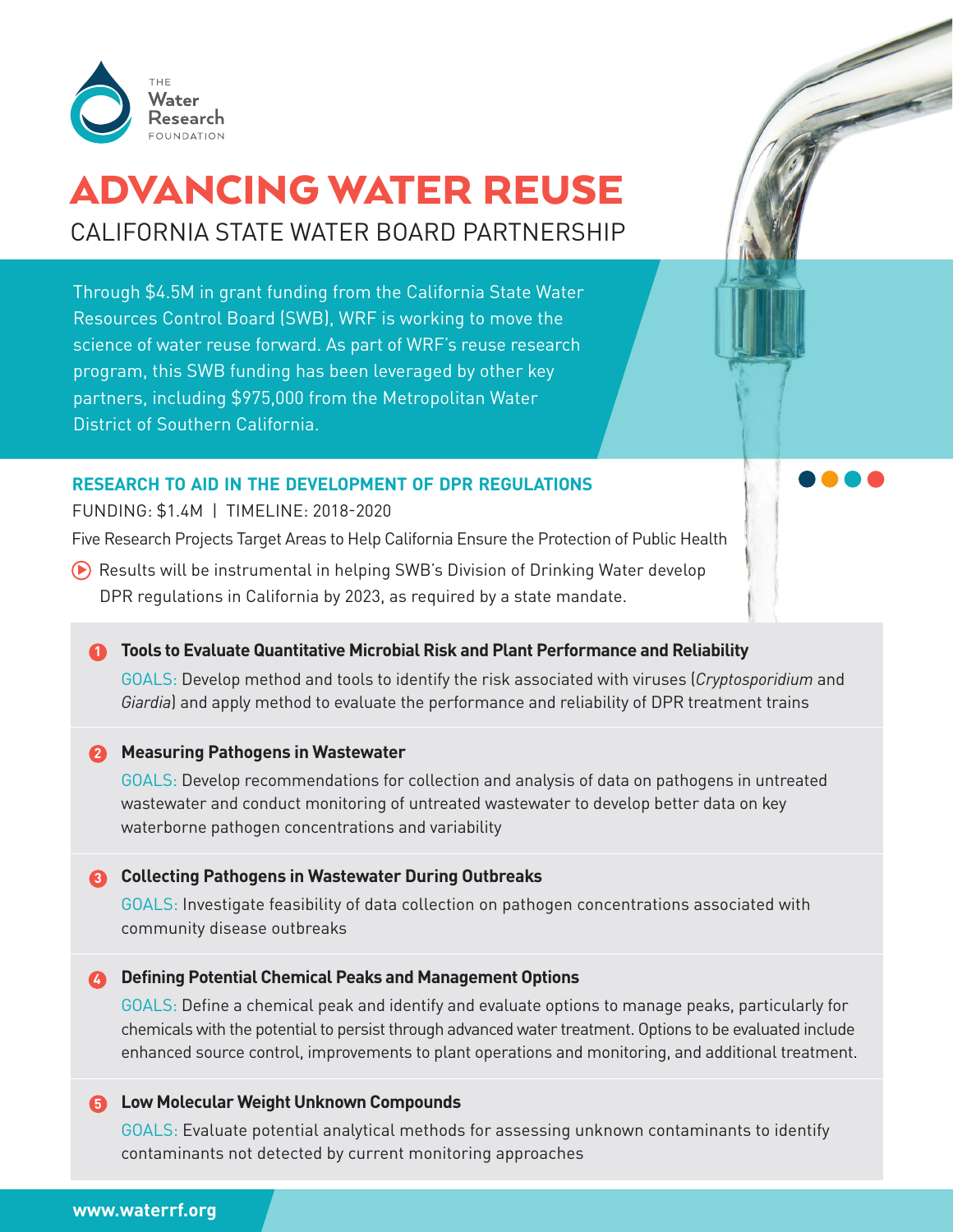THE Water Research FOUNDATION

# ADVANCING WATER REUSE

## CALIFORNIA STATE WATER BOARD PARTNERSHIP

Through $4.5M in grant funding from the California State Water Resources Control Board (SWB), WRF is working to move the science of water reuse forward. As part of WRF's reuse research program, this SWB funding has been leveraged by other key partners, including $975,000 from the Metropolitan Water District of Southern California.

### RESEARCH TO AID IN THE DEVELOPMENT OF DPR REGULATIONS

FUNDING: $1.4M | TIMELINE: 2018-2020

Five Research Projects Target Areas to Help California Ensure the Protection of Public Health

- Results will be instrumental in helping SWB's Division of Drinking Water develop DPR regulations in California by 2023, as required by a state mandate.

1. **Tools to Evaluate Quantitative Microbial Risk and Plant Performance and Reliability**

   GOALS: Develop method and tools to identify the risk associated with viruses (*Cryptosporidium* and *Giardia*) and apply method to evaluate the performance and reliability of DPR treatment trains

2. **Measuring Pathogens in Wastewater**

   GOALS: Develop recommendations for collection and analysis of data on pathogens in untreated wastewater and conduct monitoring of untreated wastewater to develop better data on key waterborne pathogen concentrations and variability

3. **Collecting Pathogens in Wastewater During Outbreaks**

   GOALS: Investigate feasibility of data collection on pathogen concentrations associated with community disease outbreaks

4. **Defining Potential Chemical Peaks and Management Options**

   GOALS: Define a chemical peak and identify and evaluate options to manage peaks, particularly for chemicals with the potential to persist through advanced water treatment. Options to be evaluated include enhanced source control, improvements to plant operations and monitoring, and additional treatment.

5. **Low Molecular Weight Unknown Compounds**

   GOALS: Evaluate potential analytical methods for assessing unknown contaminants to identify contaminants not detected by current monitoring approaches

www.waterrf.org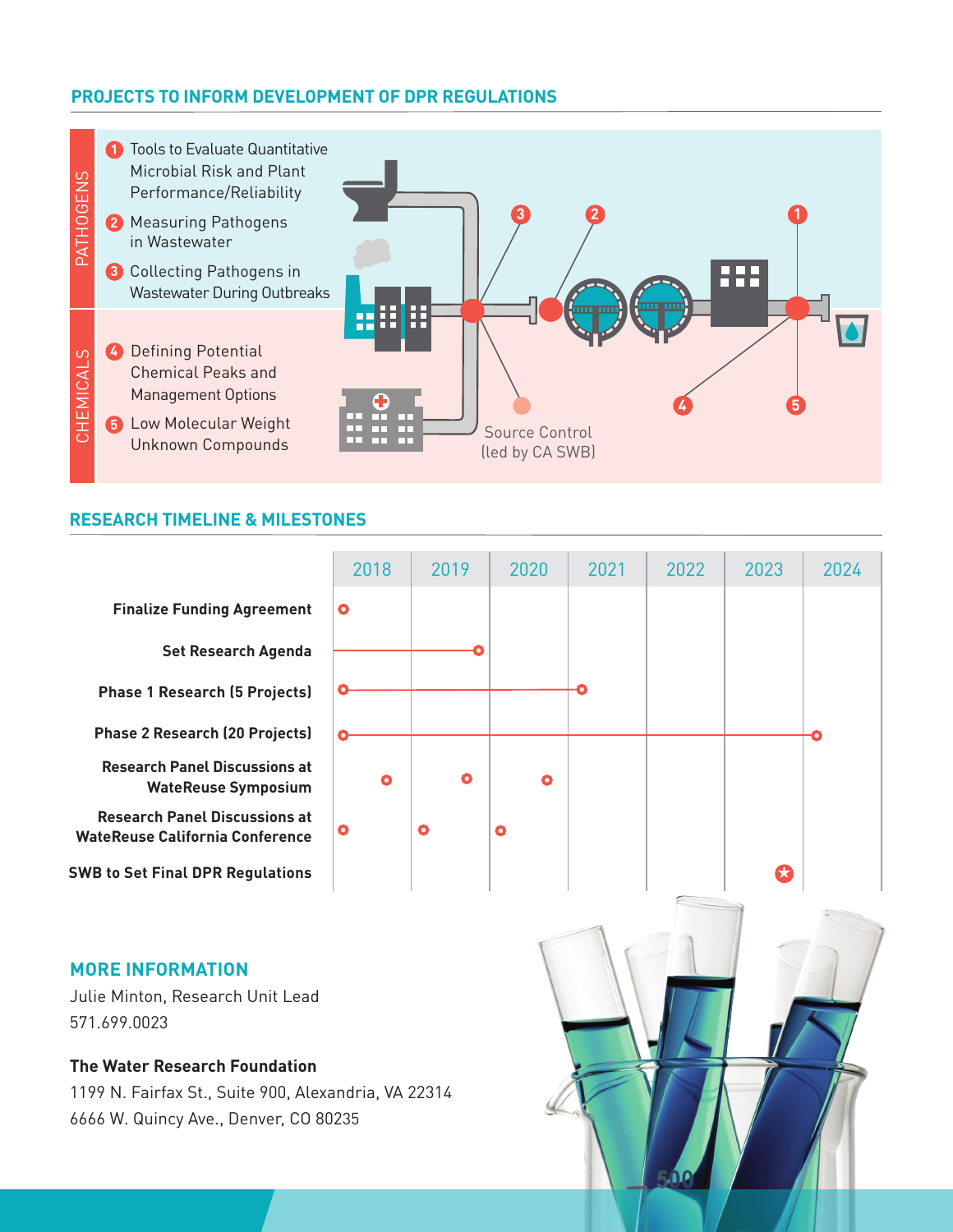## PROJECTS TO INFORM DEVELOPMENT OF DPR REGULATIONS

PATHOGENS

1. Tools to Evaluate Quantitative Microbial Risk and Plant Performance/Reliability
2. Measuring Pathogens in Wastewater
3. Collecting Pathogens in Wastewater During Outbreaks

CHEMICALS

4. Defining Potential Chemical Peaks and Management Options
5. Low Molecular Weight Unknown Compounds

Source Control (led by CA SWB)

## RESEARCH TIMELINE & MILESTONES

2018
2019
2020
2021
2022
2023
2024

Finalize Funding Agreement

Set Research Agenda

Phase 1 Research (5 Projects)

Phase 2 Research (20 Projects)

Research Panel Discussions at WateReuse Symposium

Research Panel Discussions at WateReuse California Conference

SWB to Set Final DPR Regulations

## MORE INFORMATION

Julie Minton, Research Unit Lead
571.699.0023

**The Water Research Foundation**
1199 N. Fairfax St., Suite 900, Alexandria, VA 22314
6666 W. Quincy Ave., Denver, CO 80235